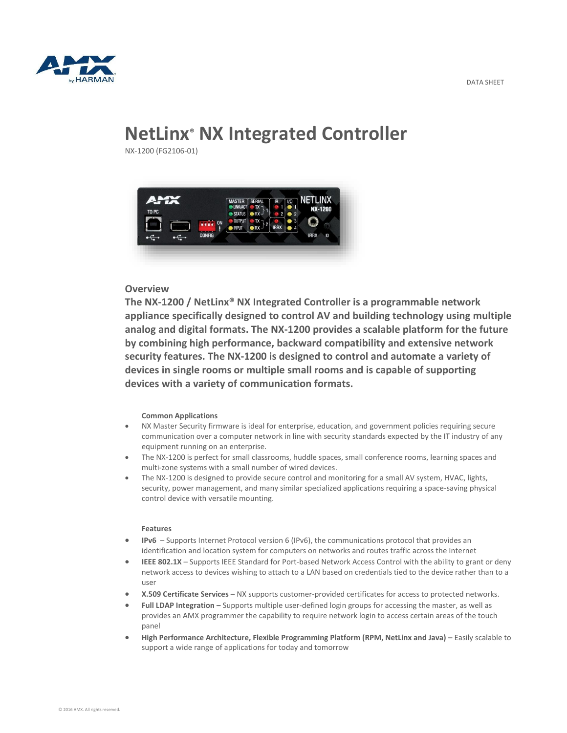DATA SHEET

# NetLinx® NX Integrated Controller

NX-1200 (FG2106-01)

## Overview

**The NX-1200 / NetLinx® NX Integrated Controller is a programmable network appliance specifically designed to control AV and building technology using multiple analog and digital formats. The NX-1200 provides a scalable platform for the future by combining high performance, backward compatibility and extensive network security features. The NX-1200 is designed to control and automate a variety of devices in single rooms or multiple small rooms and is capable of supporting devices with a variety of communication formats.**

### Common Applications

- NX Master Security firmware is ideal for enterprise, education, and government policies requiring secure communication over a computer network in line with security standards expected by the IT industry of any equipment running on an enterprise.
- The NX-1200 is perfect for small classrooms, huddle spaces, small conference rooms, learning spaces and multi-zone systems with a small number of wired devices.
- The NX-1200 is designed to provide secure control and monitoring for a small AV system, HVAC, lights, security, power management, and many similar specialized applications requiring a space-saving physical control device with versatile mounting.

### Features

- **IPv6** – Supports Internet Protocol version 6 (IPv6), the communications protocol that provides an identification and location system for computers on networks and routes traffic across the Internet
- **IEEE 802.1X** – Supports IEEE Standard for Port-based Network Access Control with the ability to grant or deny network access to devices wishing to attach to a LAN based on credentials tied to the device rather than to a user
- **X.509 Certificate Services** – NX supports customer-provided certificates for access to protected networks.
- **Full LDAP Integration –** Supports multiple user-defined login groups for accessing the master, as well as provides an AMX programmer the capability to require network login to access certain areas of the touch panel
- **High Performance Architecture, Flexible Programming Platform (RPM, NetLinx and Java) –** Easily scalable to support a wide range of applications for today and tomorrow

© 2016 AMX. All rights reserved.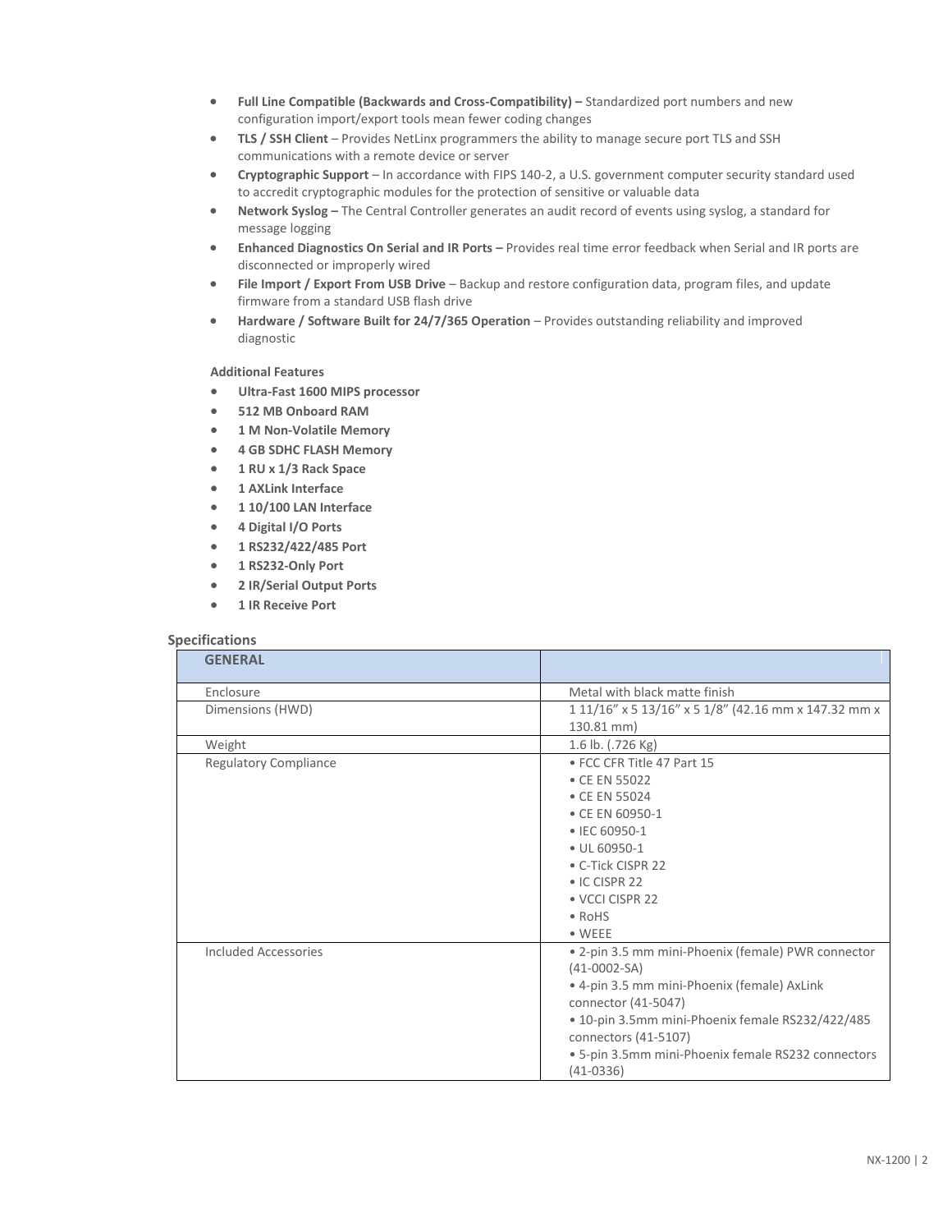- **Full Line Compatible (Backwards and Cross-Compatibility) –** Standardized port numbers and new configuration import/export tools mean fewer coding changes
- **TLS / SSH Client** – Provides NetLinx programmers the ability to manage secure port TLS and SSH communications with a remote device or server
- **Cryptographic Support** – In accordance with FIPS 140-2, a U.S. government computer security standard used to accredit cryptographic modules for the protection of sensitive or valuable data
- **Network Syslog –** The Central Controller generates an audit record of events using syslog, a standard for message logging
- **Enhanced Diagnostics On Serial and IR Ports –** Provides real time error feedback when Serial and IR ports are disconnected or improperly wired
- **File Import / Export From USB Drive** – Backup and restore configuration data, program files, and update firmware from a standard USB flash drive
- **Hardware / Software Built for 24/7/365 Operation** – Provides outstanding reliability and improved diagnostic

**Additional Features**

- **Ultra-Fast 1600 MIPS processor**
- **512 MB Onboard RAM**
- **1 M Non-Volatile Memory**
- **4 GB SDHC FLASH Memory**
- **1 RU x 1/3 Rack Space**
- **1 AXLink Interface**
- **1 10/100 LAN Interface**
- **4 Digital I/O Ports**
- **1 RS232/422/485 Port**
- **1 RS232-Only Port**
- **2 IR/Serial Output Ports**
- **1 IR Receive Port**

## Specifications

| GENERAL | |
|---|---|
| Enclosure | Metal with black matte finish |
| Dimensions (HWD) | 1 11/16" x 5 13/16" x 5 1/8" (42.16 mm x 147.32 mm x 130.81 mm) |
| Weight | 1.6 lb. (.726 Kg) |
| Regulatory Compliance | • FCC CFR Title 47 Part 15<br>• CE EN 55022<br>• CE EN 55024<br>• CE EN 60950-1<br>• IEC 60950-1<br>• UL 60950-1<br>• C-Tick CISPR 22<br>• IC CISPR 22<br>• VCCI CISPR 22<br>• RoHS<br>• WEEE |
| Included Accessories | • 2-pin 3.5 mm mini-Phoenix (female) PWR connector (41-0002-SA)<br>• 4-pin 3.5 mm mini-Phoenix (female) AxLink connector (41-5047)<br>• 10-pin 3.5mm mini-Phoenix female RS232/422/485 connectors (41-5107)<br>• 5-pin 3.5mm mini-Phoenix female RS232 connectors (41-0336) |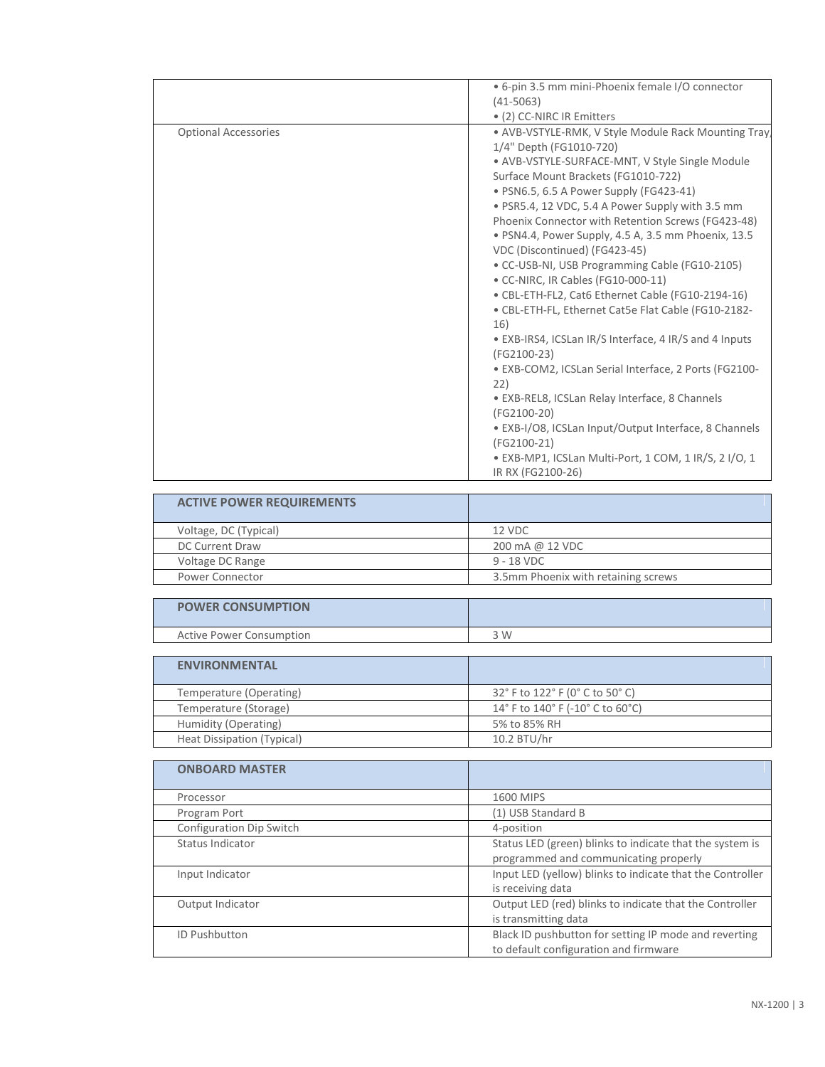| | |
|---|---|
| | • 6-pin 3.5 mm mini-Phoenix female I/O connector (41-5063)<br>• (2) CC-NIRC IR Emitters |
| Optional Accessories | • AVB-VSTYLE-RMK, V Style Module Rack Mounting Tray, 1/4" Depth (FG1010-720)<br>• AVB-VSTYLE-SURFACE-MNT, V Style Single Module Surface Mount Brackets (FG1010-722)<br>• PSN6.5, 6.5 A Power Supply (FG423-41)<br>• PSR5.4, 12 VDC, 5.4 A Power Supply with 3.5 mm Phoenix Connector with Retention Screws (FG423-48)<br>• PSN4.4, Power Supply, 4.5 A, 3.5 mm Phoenix, 13.5 VDC (Discontinued) (FG423-45)<br>• CC-USB-NI, USB Programming Cable (FG10-2105)<br>• CC-NIRC, IR Cables (FG10-000-11)<br>• CBL-ETH-FL2, Cat6 Ethernet Cable (FG10-2194-16)<br>• CBL-ETH-FL, Ethernet Cat5e Flat Cable (FG10-2182-16)<br>• EXB-IRS4, ICSLan IR/S Interface, 4 IR/S and 4 Inputs (FG2100-23)<br>• EXB-COM2, ICSLan Serial Interface, 2 Ports (FG2100-22)<br>• EXB-REL8, ICSLan Relay Interface, 8 Channels (FG2100-20)<br>• EXB-I/O8, ICSLan Input/Output Interface, 8 Channels (FG2100-21)<br>• EXB-MP1, ICSLan Multi-Port, 1 COM, 1 IR/S, 2 I/O, 1 IR RX (FG2100-26) |

| ACTIVE POWER REQUIREMENTS | |
|---|---|
| Voltage, DC (Typical) | 12 VDC |
| DC Current Draw | 200 mA @ 12 VDC |
| Voltage DC Range | 9 - 18 VDC |
| Power Connector | 3.5mm Phoenix with retaining screws |

| POWER CONSUMPTION | |
|---|---|
| Active Power Consumption | 3 W |

| ENVIRONMENTAL | |
|---|---|
| Temperature (Operating) | 32° F to 122° F (0° C to 50° C) |
| Temperature (Storage) | 14° F to 140° F (-10° C to 60°C) |
| Humidity (Operating) | 5% to 85% RH |
| Heat Dissipation (Typical) | 10.2 BTU/hr |

| ONBOARD MASTER | |
|---|---|
| Processor | 1600 MIPS |
| Program Port | (1) USB Standard B |
| Configuration Dip Switch | 4-position |
| Status Indicator | Status LED (green) blinks to indicate that the system is programmed and communicating properly |
| Input Indicator | Input LED (yellow) blinks to indicate that the Controller is receiving data |
| Output Indicator | Output LED (red) blinks to indicate that the Controller is transmitting data |
| ID Pushbutton | Black ID pushbutton for setting IP mode and reverting to default configuration and firmware |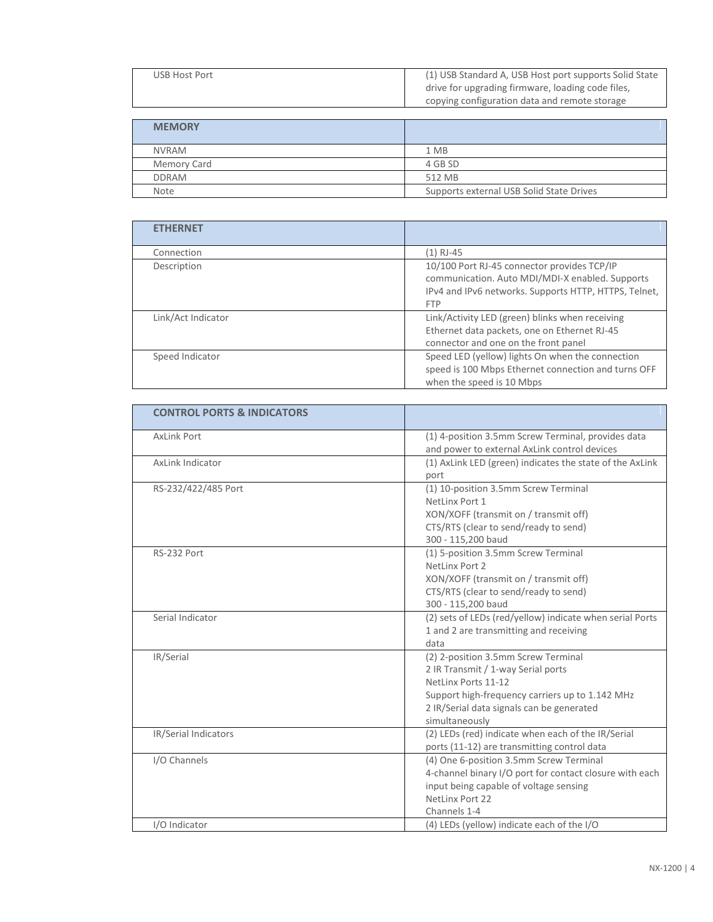| USB Host Port | (1) USB Standard A, USB Host port supports Solid State drive for upgrading firmware, loading code files, copying configuration data and remote storage |
|---|---|

| **MEMORY** | |
|---|---|
| NVRAM | 1 MB |
| Memory Card | 4 GB SD |
| DDRAM | 512 MB |
| Note | Supports external USB Solid State Drives |

| **ETHERNET** | |
|---|---|
| Connection | (1) RJ-45 |
| Description | 10/100 Port RJ-45 connector provides TCP/IP communication. Auto MDI/MDI-X enabled. Supports IPv4 and IPv6 networks. Supports HTTP, HTTPS, Telnet, FTP |
| Link/Act Indicator | Link/Activity LED (green) blinks when receiving Ethernet data packets, one on Ethernet RJ-45 connector and one on the front panel |
| Speed Indicator | Speed LED (yellow) lights On when the connection speed is 100 Mbps Ethernet connection and turns OFF when the speed is 10 Mbps |

| **CONTROL PORTS & INDICATORS** | |
|---|---|
| AxLink Port | (1) 4-position 3.5mm Screw Terminal, provides data and power to external AxLink control devices |
| AxLink Indicator | (1) AxLink LED (green) indicates the state of the AxLink port |
| RS-232/422/485 Port | (1) 10-position 3.5mm Screw Terminal<br>NetLinx Port 1<br>XON/XOFF (transmit on / transmit off)<br>CTS/RTS (clear to send/ready to send)<br>300 - 115,200 baud |
| RS-232 Port | (1) 5-position 3.5mm Screw Terminal<br>NetLinx Port 2<br>XON/XOFF (transmit on / transmit off)<br>CTS/RTS (clear to send/ready to send)<br>300 - 115,200 baud |
| Serial Indicator | (2) sets of LEDs (red/yellow) indicate when serial Ports 1 and 2 are transmitting and receiving data |
| IR/Serial | (2) 2-position 3.5mm Screw Terminal<br>2 IR Transmit / 1-way Serial ports<br>NetLinx Ports 11-12<br>Support high-frequency carriers up to 1.142 MHz<br>2 IR/Serial data signals can be generated simultaneously |
| IR/Serial Indicators | (2) LEDs (red) indicate when each of the IR/Serial ports (11-12) are transmitting control data |
| I/O Channels | (4) One 6-position 3.5mm Screw Terminal<br>4-channel binary I/O port for contact closure with each input being capable of voltage sensing<br>NetLinx Port 22<br>Channels 1-4 |
| I/O Indicator | (4) LEDs (yellow) indicate each of the I/O |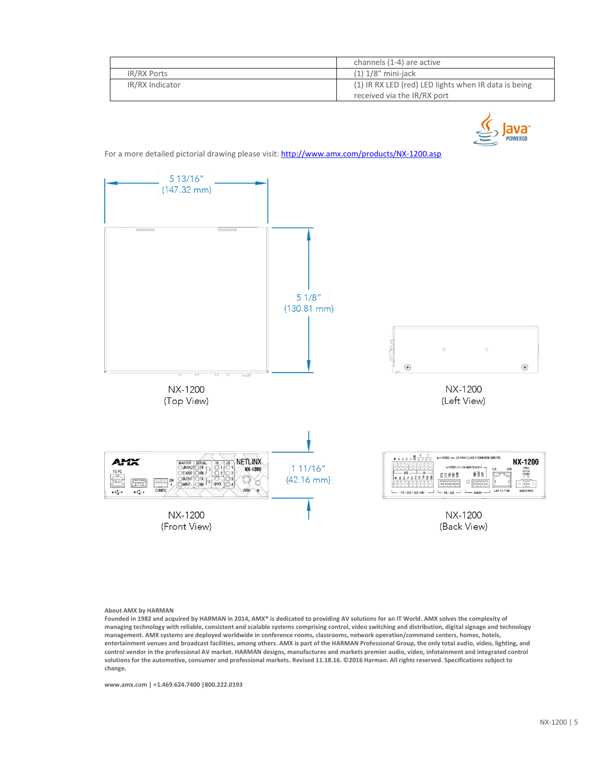| | |
|---|---|
| | channels (1-4) are active |
| IR/RX Ports | (1) 1/8" mini-jack |
| IR/RX Indicator | (1) IR RX LED (red) LED lights when IR data is being received via the IR/RX port |

For a more detailed pictorial drawing please visit: [http://www.amx.com/products/NX-1200.asp](http://www.amx.com/products/NX-1200.asp)

5 13/16"
(147.32 mm)

5 1/8"
(130.81 mm)

NX-1200
(Top View)

NX-1200
(Left View)

1 11/16"
(42.16 mm)

NX-1200
(Front View)

NX-1200
(Back View)

**About AMX by HARMAN**
**Founded in 1982 and acquired by HARMAN in 2014, AMX® is dedicated to providing AV solutions for an IT World. AMX solves the complexity of managing technology with reliable, consistent and scalable systems comprising control, video switching and distribution, digital signage and technology management. AMX systems are deployed worldwide in conference rooms, classrooms, network operation/command centers, homes, hotels, entertainment venues and broadcast facilities, among others. AMX is part of the HARMAN Professional Group, the only total audio, video, lighting, and control vendor in the professional AV market. HARMAN designs, manufactures and markets premier audio, video, infotainment and integrated control solutions for the automotive, consumer and professional markets. Revised 11.18.16. ©2016 Harman. All rights reserved. Specifications subject to change.**

**www.amx.com | +1.469.624.7400 |800.222.0193**